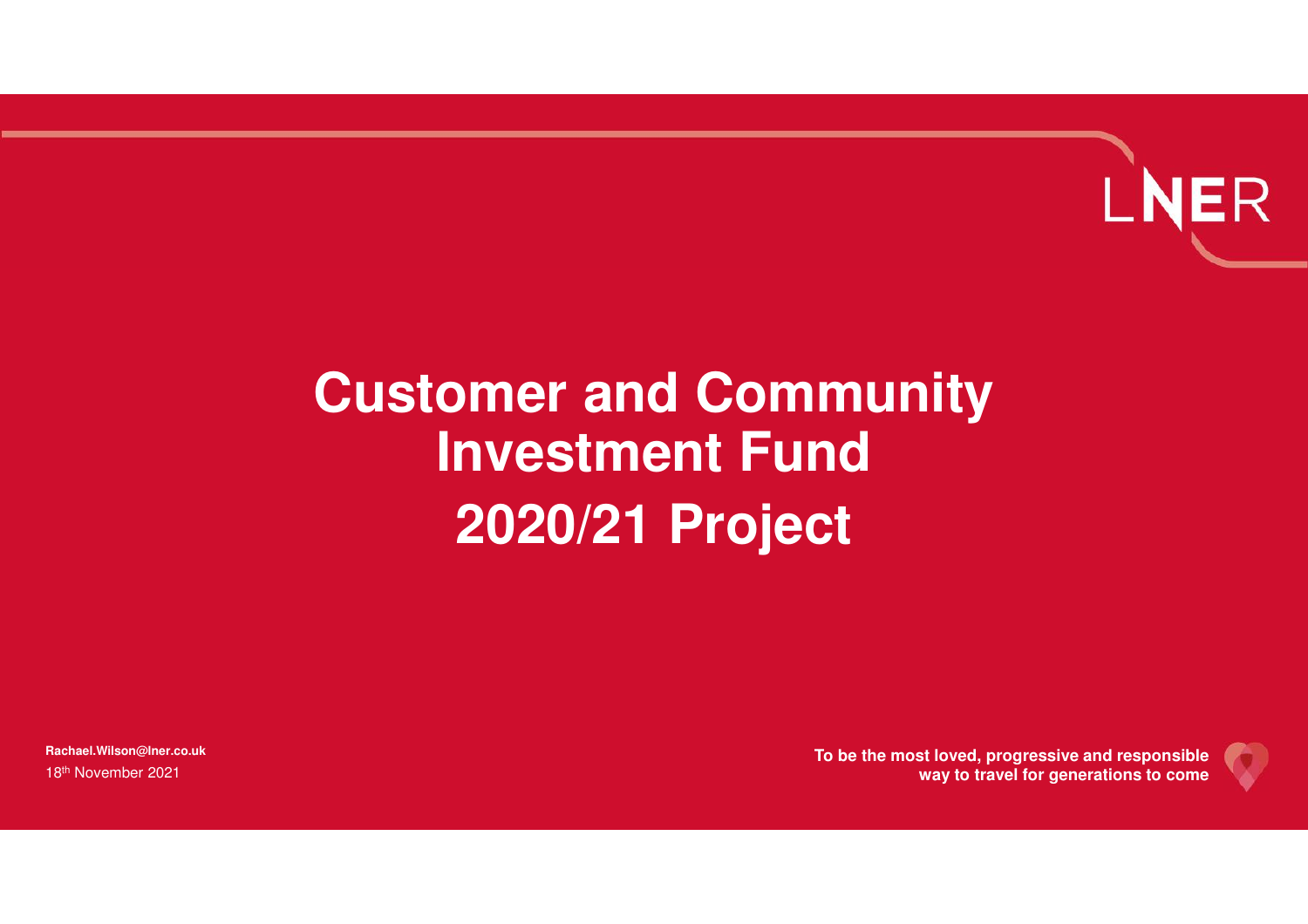LNER

# Customer and Community Investment Fund
# 2020/21 Project

**Rachael.Wilson@lner.co.uk**
18th November 2021

**To be the most loved, progressive and responsible way to travel for generations to come**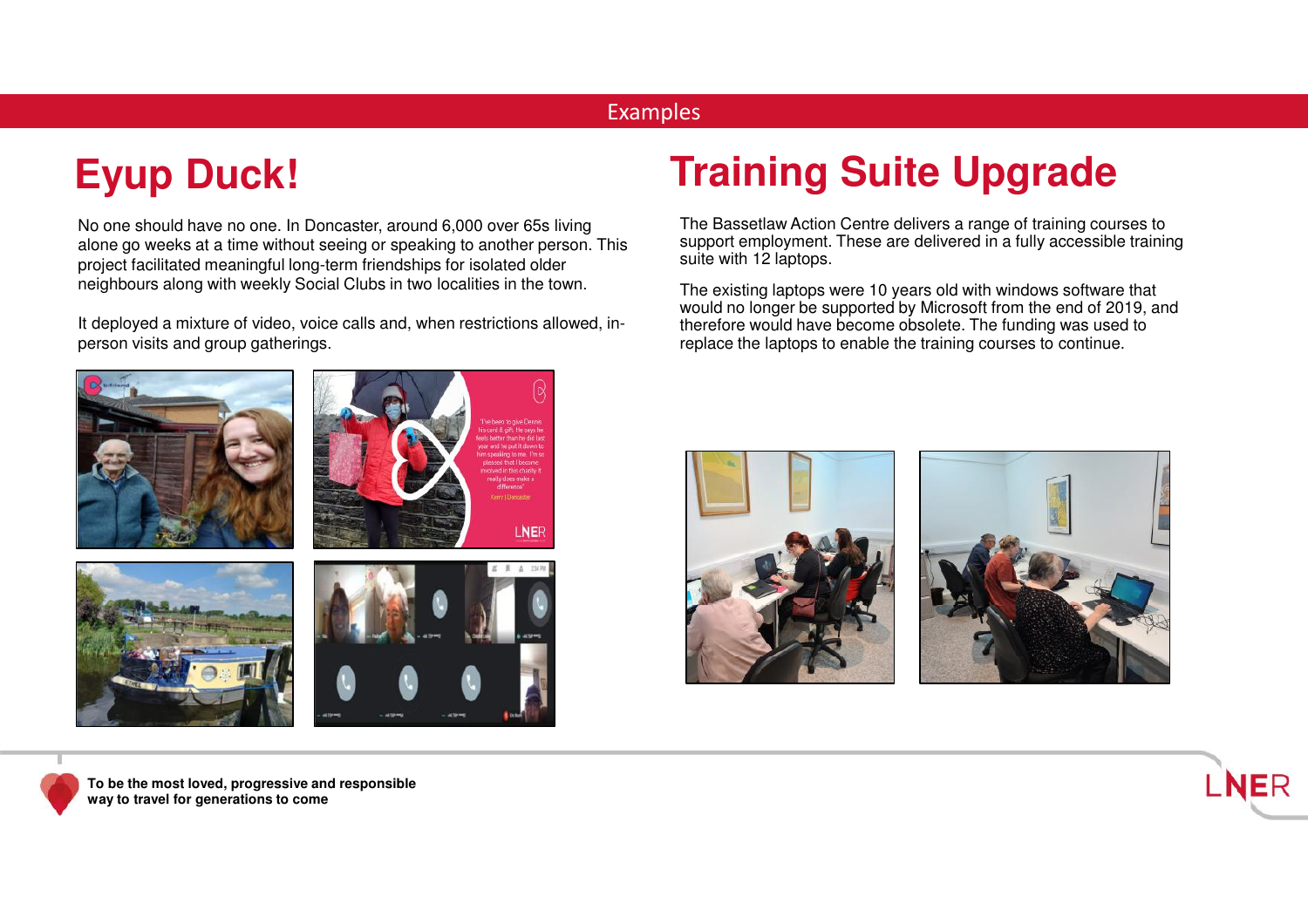Examples

# Eyup Duck!

No one should have no one. In Doncaster, around 6,000 over 65s living alone go weeks at a time without seeing or speaking to another person. This project facilitated meaningful long-term friendships for isolated older neighbours along with weekly Social Clubs in two localities in the town.

It deployed a mixture of video, voice calls and, when restrictions allowed, in-person visits and group gatherings.

# Training Suite Upgrade

The Bassetlaw Action Centre delivers a range of training courses to support employment. These are delivered in a fully accessible training suite with 12 laptops.

The existing laptops were 10 years old with windows software that would no longer be supported by Microsoft from the end of 2019, and therefore would have become obsolete. The funding was used to replace the laptops to enable the training courses to continue.

**To be the most loved, progressive and responsible way to travel for generations to come**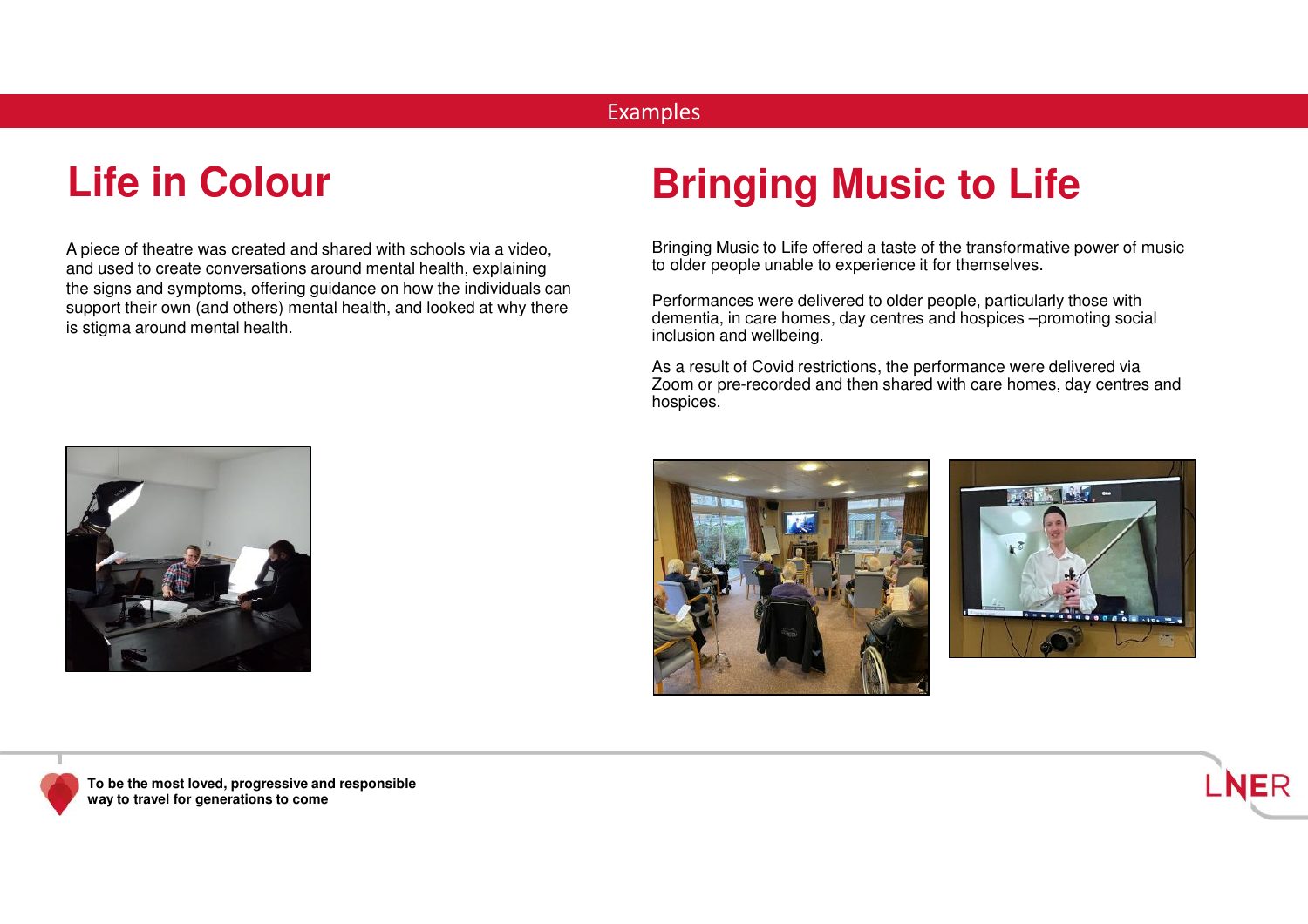Examples

## Life in Colour

A piece of theatre was created and shared with schools via a video, and used to create conversations around mental health, explaining the signs and symptoms, offering guidance on how the individuals can support their own (and others) mental health, and looked at why there is stigma around mental health.

## Bringing Music to Life

Bringing Music to Life offered a taste of the transformative power of music to older people unable to experience it for themselves.

Performances were delivered to older people, particularly those with dementia, in care homes, day centres and hospices –promoting social inclusion and wellbeing.

As a result of Covid restrictions, the performance were delivered via Zoom or pre-recorded and then shared with care homes, day centres and hospices.

**To be the most loved, progressive and responsible way to travel for generations to come**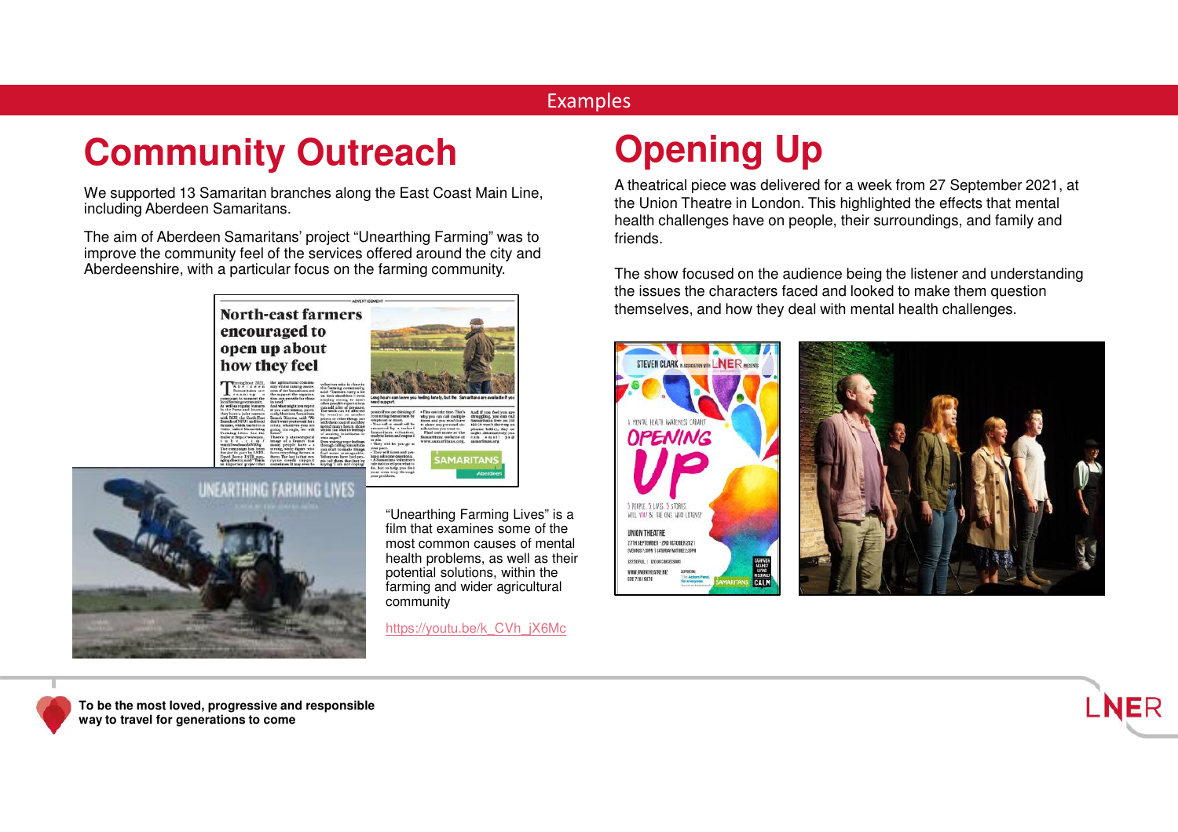Examples

# Community Outreach

We supported 13 Samaritan branches along the East Coast Main Line, including Aberdeen Samaritans.

The aim of Aberdeen Samaritans' project "Unearthing Farming" was to improve the community feel of the services offered around the city and Aberdeenshire, with a particular focus on the farming community.

"Unearthing Farming Lives" is a film that examines some of the most common causes of mental health problems, as well as their potential solutions, within the farming and wider agricultural community

https://youtu.be/k_CVh_jX6Mc

# Opening Up

A theatrical piece was delivered for a week from 27 September 2021, at the Union Theatre in London. This highlighted the effects that mental health challenges have on people, their surroundings, and family and friends.

The show focused on the audience being the listener and understanding the issues the characters faced and looked to make them question themselves, and how they deal with mental health challenges.

**To be the most loved, progressive and responsible way to travel for generations to come**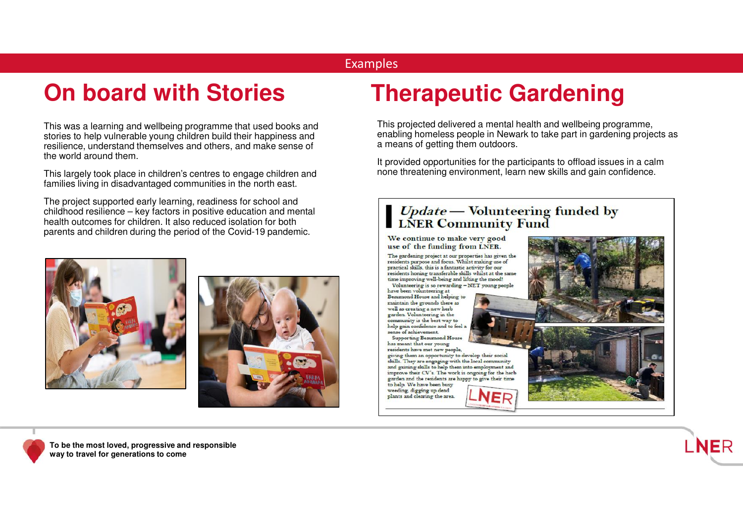Examples

# On board with Stories

This was a learning and wellbeing programme that used books and stories to help vulnerable young children build their happiness and resilience, understand themselves and others, and make sense of the world around them.

This largely took place in children's centres to engage children and families living in disadvantaged communities in the north east.

The project supported early learning, readiness for school and childhood resilience – key factors in positive education and mental health outcomes for children. It also reduced isolation for both parents and children during the period of the Covid-19 pandemic.

# Therapeutic Gardening

This projected delivered a mental health and wellbeing programme, enabling homeless people in Newark to take part in gardening projects as a means of getting them outdoors.

It provided opportunities for the participants to offload issues in a calm none threatening environment, learn new skills and gain confidence.

## *Update* — Volunteering funded by LNER Community Fund

**We continue to make very good use of the funding from LNER.**

The gardening project at our properties has given the residents purpose and focus. Whilst making use of practical skills, this is a fantastic activity for our residents honing transferable skills whilst at the same time improving well-being and lifting the mood!

Volunteering is so rewarding – NET young people have been volunteering at Beaumond House and helping to maintain the grounds there as well as creating a new herb garden. Volunteering in the community is the best way to help gain confidence and to feel a sense of achievement.

Supporting Beaumond House has meant that our young residents have met new people, giving them an opportunity to develop their social skills. They are engaging with the local community and gaining skills to help them into employment and improve their CV's. The work is ongoing for the herb garden and the residents are happy to give their time to help. We have been busy weeding, digging up dead plants and clearing the area.

**To be the most loved, progressive and responsible way to travel for generations to come**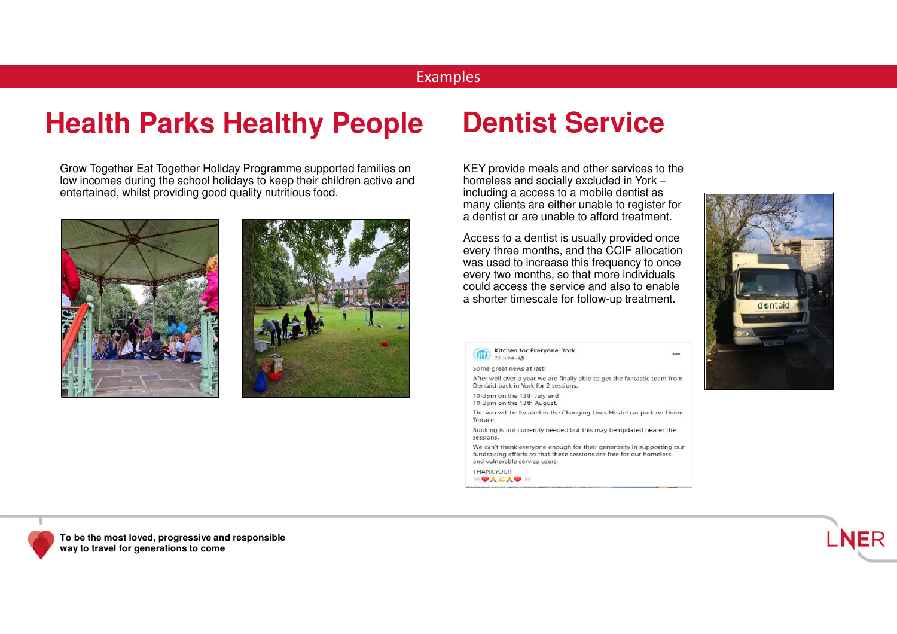## Examples

# Health Parks Healthy People

Grow Together Eat Together Holiday Programme supported families on low incomes during the school holidays to keep their children active and entertained, whilst providing good quality nutritious food.

# Dentist Service

KEY provide meals and other services to the homeless and socially excluded in York – including a access to a mobile dentist as many clients are either unable to register for a dentist or are unable to afford treatment.

Access to a dentist is usually provided once every three months, and the CCIF allocation was used to increase this frequency to once every two months, so that more individuals could access the service and also to enable a shorter timescale for follow-up treatment.

Kitchen for Everyone. York.
23 June

Some great news at last!

After well over a year we are finally able to get the fantastic team from Dentaid back in York for 2 sessions.

10-3pm on the 13th July and
10-3pm on the 13th August.

The van will be located in the Changing Lives Hostel car park on Union Terrace.

Booking is not currently needed but this may be updated nearer the sessions.

We can't thank everyone enough for their generosity in supporting our fundraising efforts so that these sessions are free for our homeless and vulnerable service users.

THANKYOU!!

**To be the most loved, progressive and responsible way to travel for generations to come**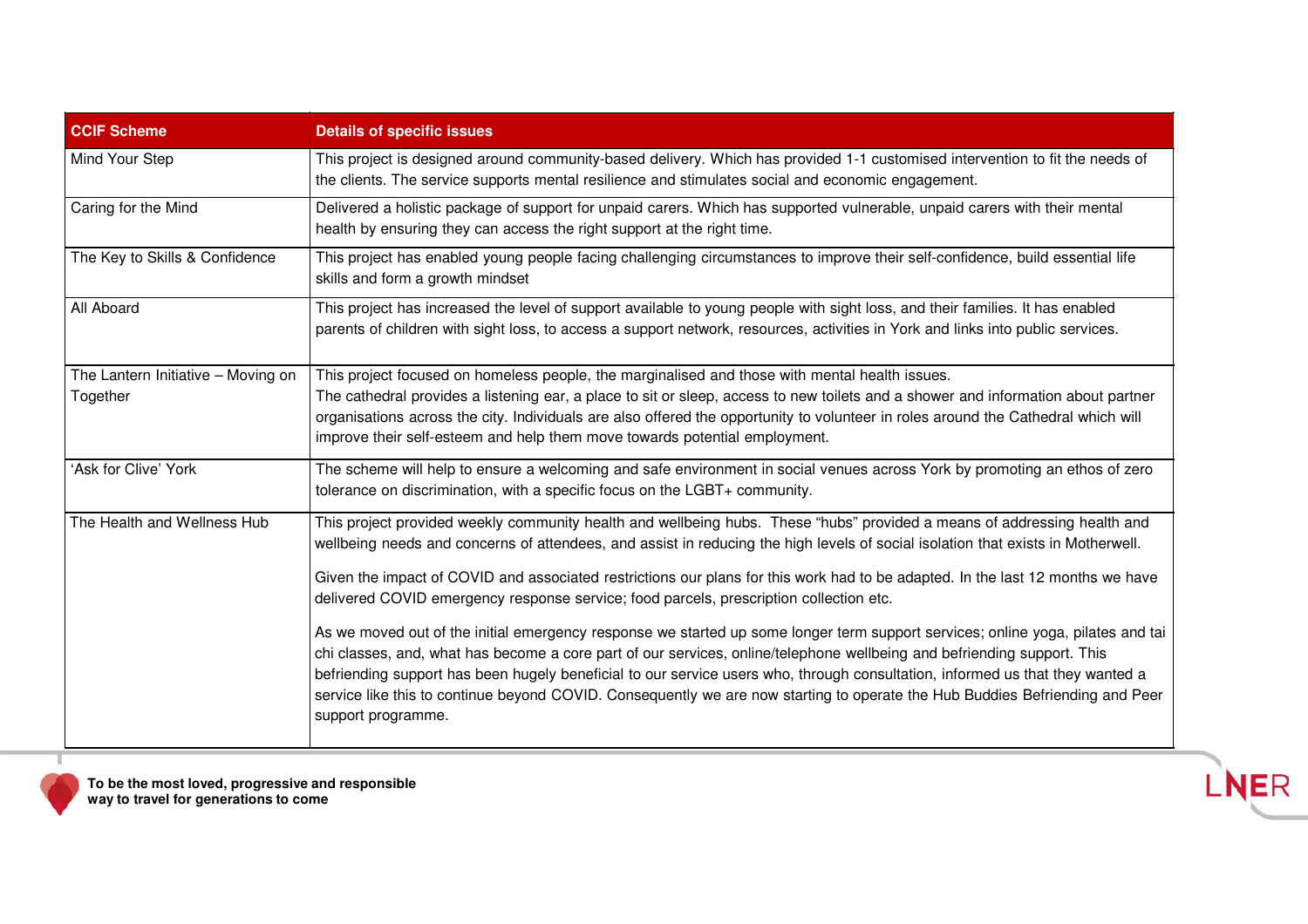| CCIF Scheme | Details of specific issues |
|---|---|
| Mind Your Step | This project is designed around community-based delivery. Which has provided 1-1 customised intervention to fit the needs of the clients. The service supports mental resilience and stimulates social and economic engagement. |
| Caring for the Mind | Delivered a holistic package of support for unpaid carers. Which has supported vulnerable, unpaid carers with their mental health by ensuring they can access the right support at the right time. |
| The Key to Skills & Confidence | This project has enabled young people facing challenging circumstances to improve their self-confidence, build essential life skills and form a growth mindset |
| All Aboard | This project has increased the level of support available to young people with sight loss, and their families. It has enabled parents of children with sight loss, to access a support network, resources, activities in York and links into public services. |
| The Lantern Initiative – Moving on Together | This project focused on homeless people, the marginalised and those with mental health issues.<br>The cathedral provides a listening ear, a place to sit or sleep, access to new toilets and a shower and information about partner organisations across the city. Individuals are also offered the opportunity to volunteer in roles around the Cathedral which will improve their self-esteem and help them move towards potential employment. |
| 'Ask for Clive' York | The scheme will help to ensure a welcoming and safe environment in social venues across York by promoting an ethos of zero tolerance on discrimination, with a specific focus on the LGBT+ community. |
| The Health and Wellness Hub | This project provided weekly community health and wellbeing hubs. These "hubs" provided a means of addressing health and wellbeing needs and concerns of attendees, and assist in reducing the high levels of social isolation that exists in Motherwell.<br><br>Given the impact of COVID and associated restrictions our plans for this work had to be adapted. In the last 12 months we have delivered COVID emergency response service; food parcels, prescription collection etc.<br><br>As we moved out of the initial emergency response we started up some longer term support services; online yoga, pilates and tai chi classes, and, what has become a core part of our services, online/telephone wellbeing and befriending support. This befriending support has been hugely beneficial to our service users who, through consultation, informed us that they wanted a service like this to continue beyond COVID. Consequently we are now starting to operate the Hub Buddies Befriending and Peer support programme. |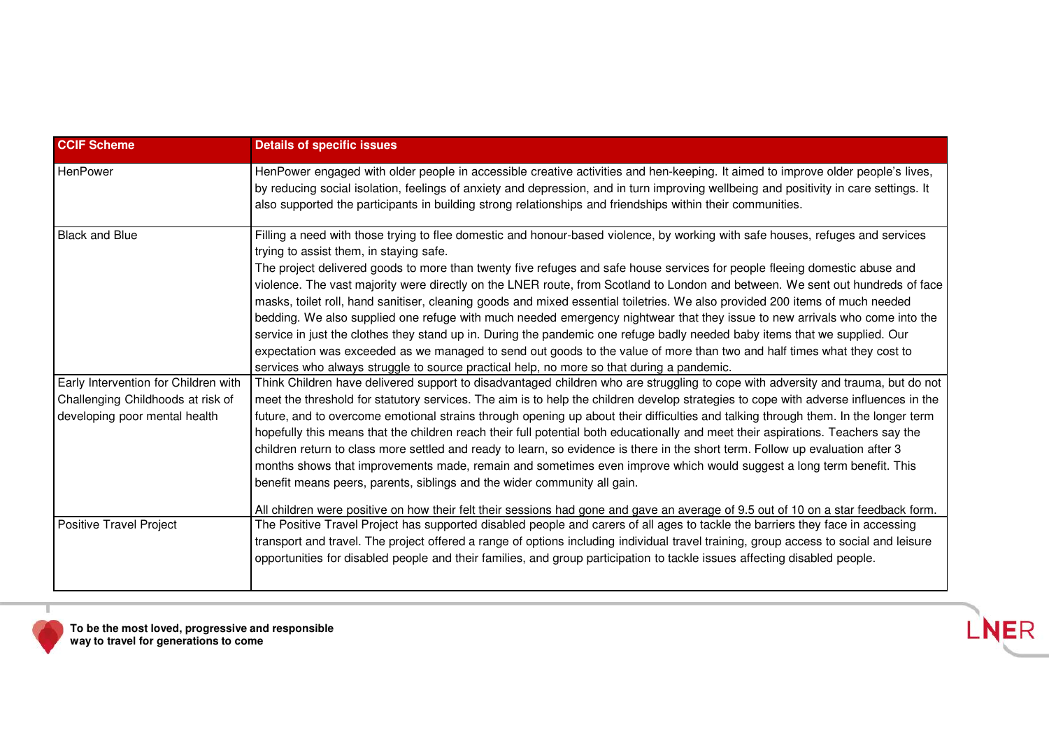| CCIF Scheme | Details of specific issues |
| --- | --- |
| HenPower | HenPower engaged with older people in accessible creative activities and hen-keeping. It aimed to improve older people's lives, by reducing social isolation, feelings of anxiety and depression, and in turn improving wellbeing and positivity in care settings. It also supported the participants in building strong relationships and friendships within their communities. |
| Black and Blue | Filling a need with those trying to flee domestic and honour-based violence, by working with safe houses, refuges and services trying to assist them, in staying safe.<br>The project delivered goods to more than twenty five refuges and safe house services for people fleeing domestic abuse and violence. The vast majority were directly on the LNER route, from Scotland to London and between. We sent out hundreds of face masks, toilet roll, hand sanitiser, cleaning goods and mixed essential toiletries. We also provided 200 items of much needed bedding. We also supplied one refuge with much needed emergency nightwear that they issue to new arrivals who come into the service in just the clothes they stand up in. During the pandemic one refuge badly needed baby items that we supplied. Our expectation was exceeded as we managed to send out goods to the value of more than two and half times what they cost to services who always struggle to source practical help, no more so that during a pandemic. |
| Early Intervention for Children with Challenging Childhoods at risk of developing poor mental health | Think Children have delivered support to disadvantaged children who are struggling to cope with adversity and trauma, but do not meet the threshold for statutory services. The aim is to help the children develop strategies to cope with adverse influences in the future, and to overcome emotional strains through opening up about their difficulties and talking through them. In the longer term hopefully this means that the children reach their full potential both educationally and meet their aspirations. Teachers say the children return to class more settled and ready to learn, so evidence is there in the short term. Follow up evaluation after 3 months shows that improvements made, remain and sometimes even improve which would suggest a long term benefit. This benefit means peers, parents, siblings and the wider community all gain.<br><br>All children were positive on how their felt their sessions had gone and gave an average of 9.5 out of 10 on a star feedback form. |
| Positive Travel Project | The Positive Travel Project has supported disabled people and carers of all ages to tackle the barriers they face in accessing transport and travel. The project offered a range of options including individual travel training, group access to social and leisure opportunities for disabled people and their families, and group participation to tackle issues affecting disabled people. |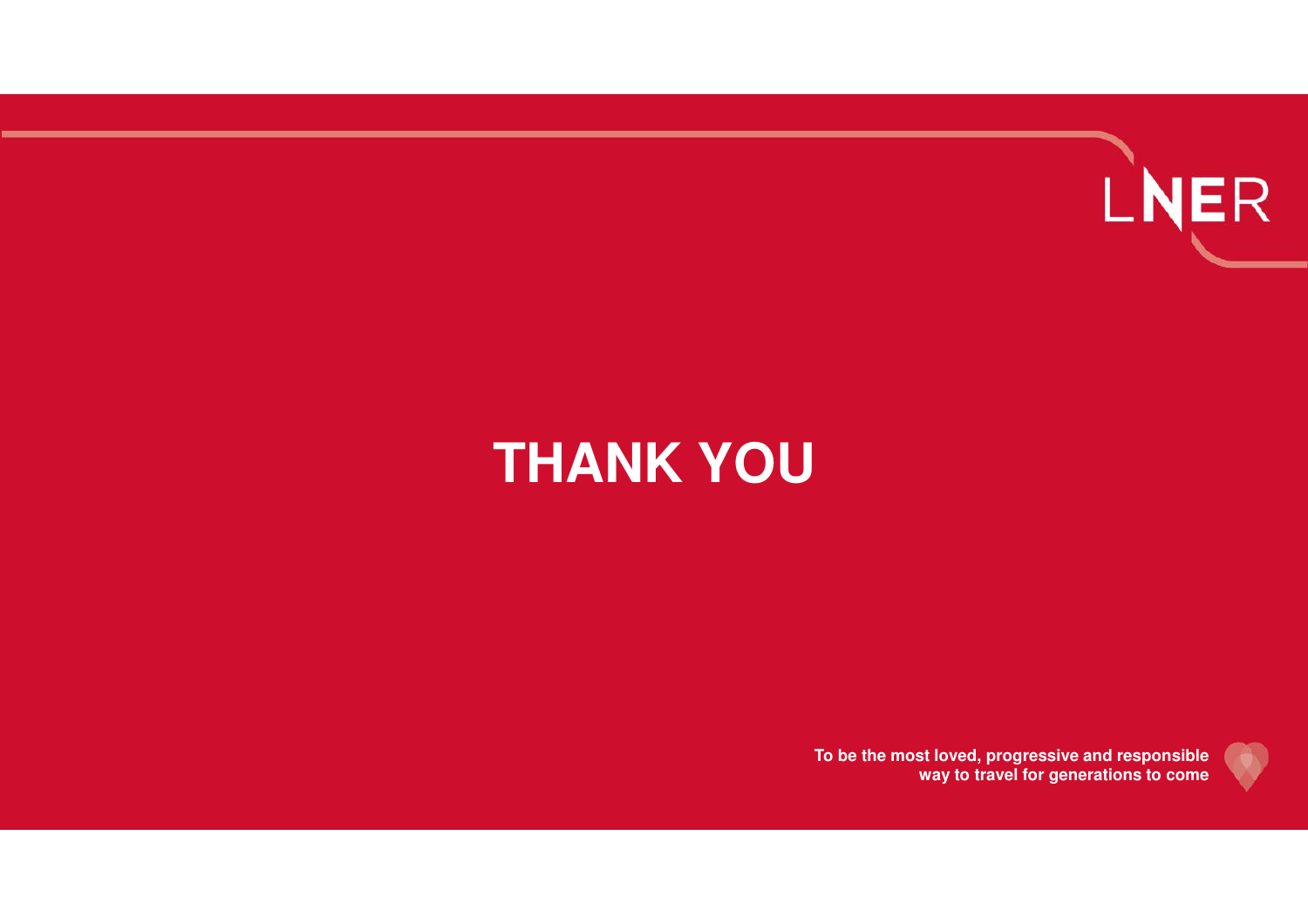LNER

# THANK YOU

**To be the most loved, progressive and responsible way to travel for generations to come**